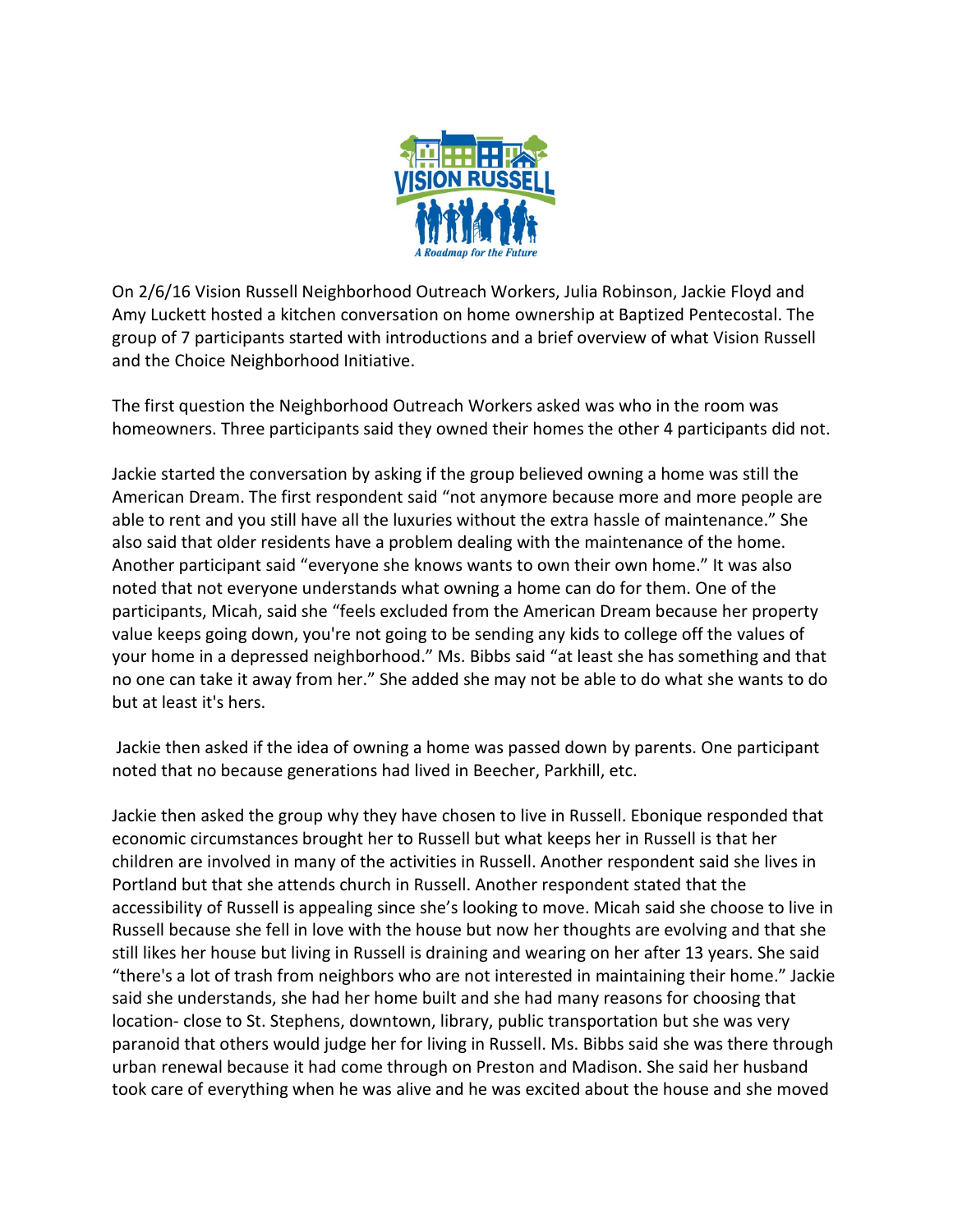On 2/6/16 Vision Russell Neighborhood Outreach Workers, Julia Robinson, Jackie Floyd and Amy Luckett hosted a kitchen conversation on home ownership at Baptized Pentecostal. The group of 7 participants started with introductions and a brief overview of what Vision Russell and the Choice Neighborhood Initiative.

The first question the Neighborhood Outreach Workers asked was who in the room was homeowners. Three participants said they owned their homes the other 4 participants did not.

Jackie started the conversation by asking if the group believed owning a home was still the American Dream. The first respondent said "not anymore because more and more people are able to rent and you still have all the luxuries without the extra hassle of maintenance." She also said that older residents have a problem dealing with the maintenance of the home. Another participant said "everyone she knows wants to own their own home." It was also noted that not everyone understands what owning a home can do for them. One of the participants, Micah, said she "feels excluded from the American Dream because her property value keeps going down, you're not going to be sending any kids to college off the values of your home in a depressed neighborhood." Ms. Bibbs said "at least she has something and that no one can take it away from her." She added she may not be able to do what she wants to do but at least it's hers.

Jackie then asked if the idea of owning a home was passed down by parents. One participant noted that no because generations had lived in Beecher, Parkhill, etc.

Jackie then asked the group why they have chosen to live in Russell. Ebonique responded that economic circumstances brought her to Russell but what keeps her in Russell is that her children are involved in many of the activities in Russell. Another respondent said she lives in Portland but that she attends church in Russell. Another respondent stated that the accessibility of Russell is appealing since she's looking to move. Micah said she choose to live in Russell because she fell in love with the house but now her thoughts are evolving and that she still likes her house but living in Russell is draining and wearing on her after 13 years. She said "there's a lot of trash from neighbors who are not interested in maintaining their home." Jackie said she understands, she had her home built and she had many reasons for choosing that location- close to St. Stephens, downtown, library, public transportation but she was very paranoid that others would judge her for living in Russell. Ms. Bibbs said she was there through urban renewal because it had come through on Preston and Madison. She said her husband took care of everything when he was alive and he was excited about the house and she moved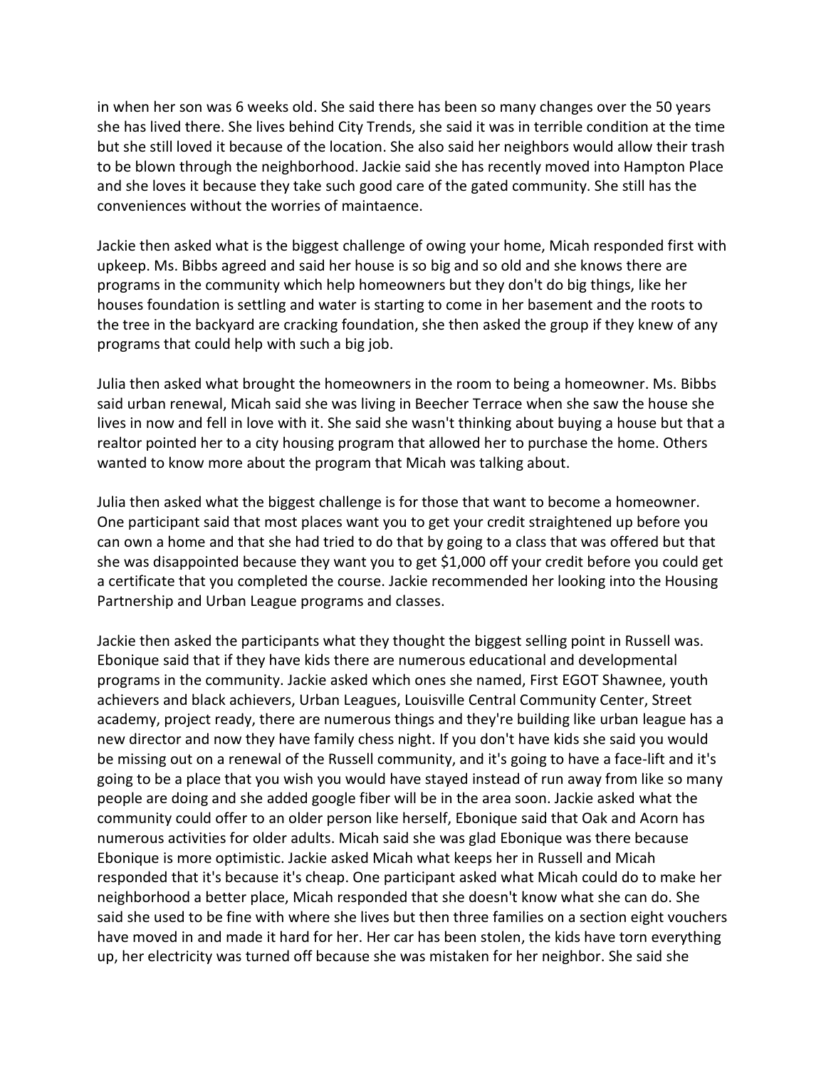in when her son was 6 weeks old. She said there has been so many changes over the 50 years she has lived there. She lives behind City Trends, she said it was in terrible condition at the time but she still loved it because of the location. She also said her neighbors would allow their trash to be blown through the neighborhood. Jackie said she has recently moved into Hampton Place and she loves it because they take such good care of the gated community. She still has the conveniences without the worries of maintaence.

Jackie then asked what is the biggest challenge of owing your home, Micah responded first with upkeep. Ms. Bibbs agreed and said her house is so big and so old and she knows there are programs in the community which help homeowners but they don't do big things, like her houses foundation is settling and water is starting to come in her basement and the roots to the tree in the backyard are cracking foundation, she then asked the group if they knew of any programs that could help with such a big job.

Julia then asked what brought the homeowners in the room to being a homeowner. Ms. Bibbs said urban renewal, Micah said she was living in Beecher Terrace when she saw the house she lives in now and fell in love with it. She said she wasn't thinking about buying a house but that a realtor pointed her to a city housing program that allowed her to purchase the home. Others wanted to know more about the program that Micah was talking about.

Julia then asked what the biggest challenge is for those that want to become a homeowner. One participant said that most places want you to get your credit straightened up before you can own a home and that she had tried to do that by going to a class that was offered but that she was disappointed because they want you to get $1,000 off your credit before you could get a certificate that you completed the course. Jackie recommended her looking into the Housing Partnership and Urban League programs and classes.

Jackie then asked the participants what they thought the biggest selling point in Russell was. Ebonique said that if they have kids there are numerous educational and developmental programs in the community. Jackie asked which ones she named, First EGOT Shawnee, youth achievers and black achievers, Urban Leagues, Louisville Central Community Center, Street academy, project ready, there are numerous things and they're building like urban league has a new director and now they have family chess night. If you don't have kids she said you would be missing out on a renewal of the Russell community, and it's going to have a face-lift and it's going to be a place that you wish you would have stayed instead of run away from like so many people are doing and she added google fiber will be in the area soon. Jackie asked what the community could offer to an older person like herself, Ebonique said that Oak and Acorn has numerous activities for older adults. Micah said she was glad Ebonique was there because Ebonique is more optimistic. Jackie asked Micah what keeps her in Russell and Micah responded that it's because it's cheap. One participant asked what Micah could do to make her neighborhood a better place, Micah responded that she doesn't know what she can do. She said she used to be fine with where she lives but then three families on a section eight vouchers have moved in and made it hard for her. Her car has been stolen, the kids have torn everything up, her electricity was turned off because she was mistaken for her neighbor. She said she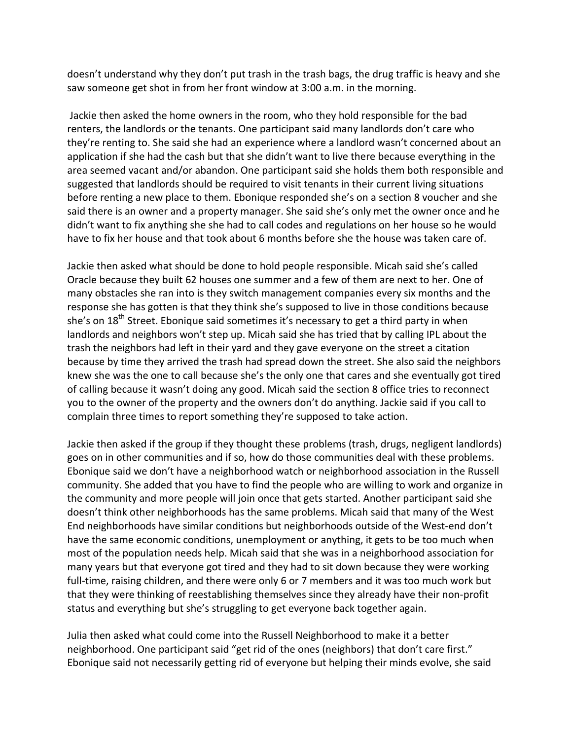doesn't understand why they don't put trash in the trash bags, the drug traffic is heavy and she saw someone get shot in from her front window at 3:00 a.m. in the morning.

Jackie then asked the home owners in the room, who they hold responsible for the bad renters, the landlords or the tenants. One participant said many landlords don't care who they're renting to. She said she had an experience where a landlord wasn't concerned about an application if she had the cash but that she didn't want to live there because everything in the area seemed vacant and/or abandon. One participant said she holds them both responsible and suggested that landlords should be required to visit tenants in their current living situations before renting a new place to them. Ebonique responded she's on a section 8 voucher and she said there is an owner and a property manager. She said she's only met the owner once and he didn't want to fix anything she she had to call codes and regulations on her house so he would have to fix her house and that took about 6 months before she the house was taken care of.

Jackie then asked what should be done to hold people responsible. Micah said she's called Oracle because they built 62 houses one summer and a few of them are next to her. One of many obstacles she ran into is they switch management companies every six months and the response she has gotten is that they think she's supposed to live in those conditions because she's on 18th Street. Ebonique said sometimes it's necessary to get a third party in when landlords and neighbors won't step up. Micah said she has tried that by calling IPL about the trash the neighbors had left in their yard and they gave everyone on the street a citation because by time they arrived the trash had spread down the street. She also said the neighbors knew she was the one to call because she's the only one that cares and she eventually got tired of calling because it wasn't doing any good. Micah said the section 8 office tries to reconnect you to the owner of the property and the owners don't do anything. Jackie said if you call to complain three times to report something they're supposed to take action.

Jackie then asked if the group if they thought these problems (trash, drugs, negligent landlords) goes on in other communities and if so, how do those communities deal with these problems. Ebonique said we don't have a neighborhood watch or neighborhood association in the Russell community. She added that you have to find the people who are willing to work and organize in the community and more people will join once that gets started. Another participant said she doesn't think other neighborhoods has the same problems. Micah said that many of the West End neighborhoods have similar conditions but neighborhoods outside of the West-end don't have the same economic conditions, unemployment or anything, it gets to be too much when most of the population needs help. Micah said that she was in a neighborhood association for many years but that everyone got tired and they had to sit down because they were working full-time, raising children, and there were only 6 or 7 members and it was too much work but that they were thinking of reestablishing themselves since they already have their non-profit status and everything but she's struggling to get everyone back together again.

Julia then asked what could come into the Russell Neighborhood to make it a better neighborhood. One participant said "get rid of the ones (neighbors) that don't care first." Ebonique said not necessarily getting rid of everyone but helping their minds evolve, she said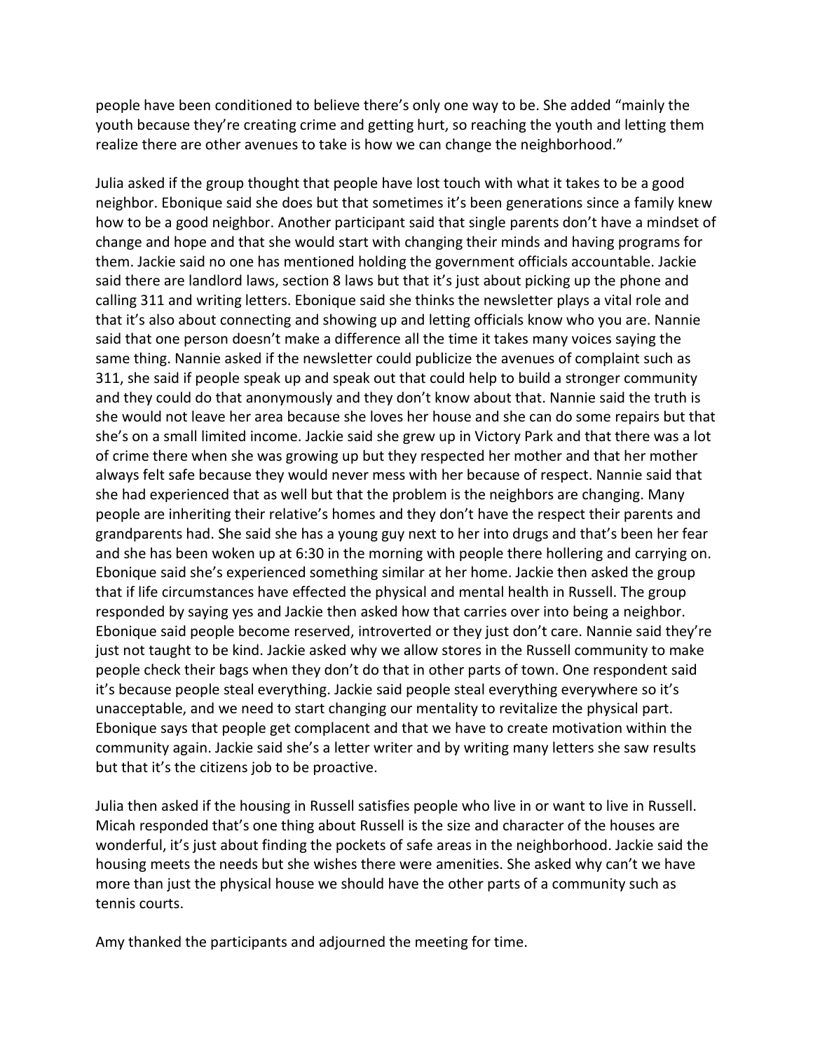people have been conditioned to believe there's only one way to be. She added "mainly the youth because they're creating crime and getting hurt, so reaching the youth and letting them realize there are other avenues to take is how we can change the neighborhood."

Julia asked if the group thought that people have lost touch with what it takes to be a good neighbor. Ebonique said she does but that sometimes it's been generations since a family knew how to be a good neighbor. Another participant said that single parents don't have a mindset of change and hope and that she would start with changing their minds and having programs for them. Jackie said no one has mentioned holding the government officials accountable. Jackie said there are landlord laws, section 8 laws but that it's just about picking up the phone and calling 311 and writing letters. Ebonique said she thinks the newsletter plays a vital role and that it's also about connecting and showing up and letting officials know who you are. Nannie said that one person doesn't make a difference all the time it takes many voices saying the same thing. Nannie asked if the newsletter could publicize the avenues of complaint such as 311, she said if people speak up and speak out that could help to build a stronger community and they could do that anonymously and they don't know about that. Nannie said the truth is she would not leave her area because she loves her house and she can do some repairs but that she's on a small limited income. Jackie said she grew up in Victory Park and that there was a lot of crime there when she was growing up but they respected her mother and that her mother always felt safe because they would never mess with her because of respect. Nannie said that she had experienced that as well but that the problem is the neighbors are changing. Many people are inheriting their relative's homes and they don't have the respect their parents and grandparents had. She said she has a young guy next to her into drugs and that's been her fear and she has been woken up at 6:30 in the morning with people there hollering and carrying on. Ebonique said she's experienced something similar at her home. Jackie then asked the group that if life circumstances have effected the physical and mental health in Russell. The group responded by saying yes and Jackie then asked how that carries over into being a neighbor. Ebonique said people become reserved, introverted or they just don't care. Nannie said they're just not taught to be kind. Jackie asked why we allow stores in the Russell community to make people check their bags when they don't do that in other parts of town. One respondent said it's because people steal everything. Jackie said people steal everything everywhere so it's unacceptable, and we need to start changing our mentality to revitalize the physical part. Ebonique says that people get complacent and that we have to create motivation within the community again. Jackie said she's a letter writer and by writing many letters she saw results but that it's the citizens job to be proactive.

Julia then asked if the housing in Russell satisfies people who live in or want to live in Russell. Micah responded that's one thing about Russell is the size and character of the houses are wonderful, it's just about finding the pockets of safe areas in the neighborhood. Jackie said the housing meets the needs but she wishes there were amenities. She asked why can't we have more than just the physical house we should have the other parts of a community such as tennis courts.

Amy thanked the participants and adjourned the meeting for time.